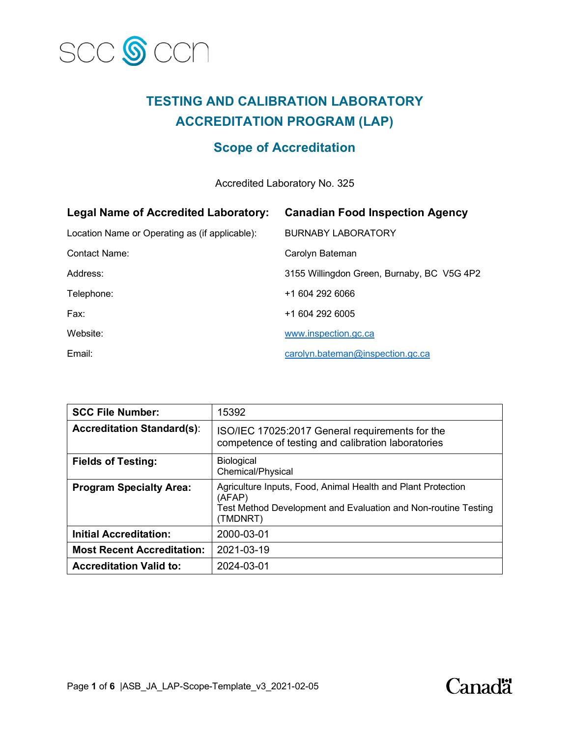# TESTING AND CALIBRATION LABORATORY ACCREDITATION PROGRAM (LAP)

## Scope of Accreditation

Accredited Laboratory No. 325

| | |
|---|---|
| **Legal Name of Accredited Laboratory:** | **Canadian Food Inspection Agency** |
| Location Name or Operating as (if applicable): | BURNABY LABORATORY |
| Contact Name: | Carolyn Bateman |
| Address: | 3155 Willingdon Green, Burnaby, BC V5G 4P2 |
| Telephone: | +1 604 292 6066 |
| Fax: | +1 604 292 6005 |
| Website: | www.inspection.gc.ca |
| Email: | carolyn.bateman@inspection.gc.ca |

| | |
|---|---|
| **SCC File Number:** | 15392 |
| **Accreditation Standard(s):** | ISO/IEC 17025:2017 General requirements for the competence of testing and calibration laboratories |
| **Fields of Testing:** | Biological<br>Chemical/Physical |
| **Program Specialty Area:** | Agriculture Inputs, Food, Animal Health and Plant Protection (AFAP)<br>Test Method Development and Evaluation and Non-routine Testing (TMDNRT) |
| **Initial Accreditation:** | 2000-03-01 |
| **Most Recent Accreditation:** | 2021-03-19 |
| **Accreditation Valid to:** | 2024-03-01 |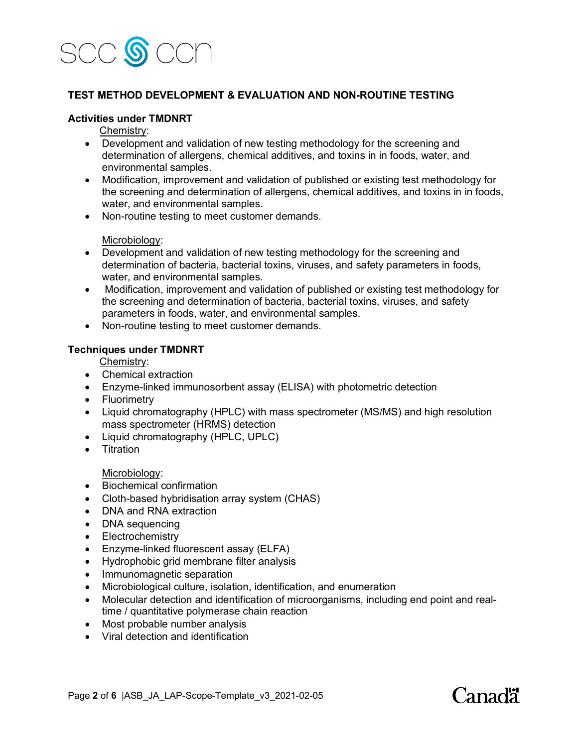## TEST METHOD DEVELOPMENT & EVALUATION AND NON-ROUTINE TESTING

### Activities under TMDNRT

Chemistry:

- Development and validation of new testing methodology for the screening and determination of allergens, chemical additives, and toxins in in foods, water, and environmental samples.
- Modification, improvement and validation of published or existing test methodology for the screening and determination of allergens, chemical additives, and toxins in in foods, water, and environmental samples.
- Non-routine testing to meet customer demands.

Microbiology:

- Development and validation of new testing methodology for the screening and determination of bacteria, bacterial toxins, viruses, and safety parameters in foods, water, and environmental samples.
- Modification, improvement and validation of published or existing test methodology for the screening and determination of bacteria, bacterial toxins, viruses, and safety parameters in foods, water, and environmental samples.
- Non-routine testing to meet customer demands.

### Techniques under TMDNRT

Chemistry:

- Chemical extraction
- Enzyme-linked immunosorbent assay (ELISA) with photometric detection
- Fluorimetry
- Liquid chromatography (HPLC) with mass spectrometer (MS/MS) and high resolution mass spectrometer (HRMS) detection
- Liquid chromatography (HPLC, UPLC)
- Titration

Microbiology:

- Biochemical confirmation
- Cloth-based hybridisation array system (CHAS)
- DNA and RNA extraction
- DNA sequencing
- Electrochemistry
- Enzyme-linked fluorescent assay (ELFA)
- Hydrophobic grid membrane filter analysis
- Immunomagnetic separation
- Microbiological culture, isolation, identification, and enumeration
- Molecular detection and identification of microorganisms, including end point and real-time / quantitative polymerase chain reaction
- Most probable number analysis
- Viral detection and identification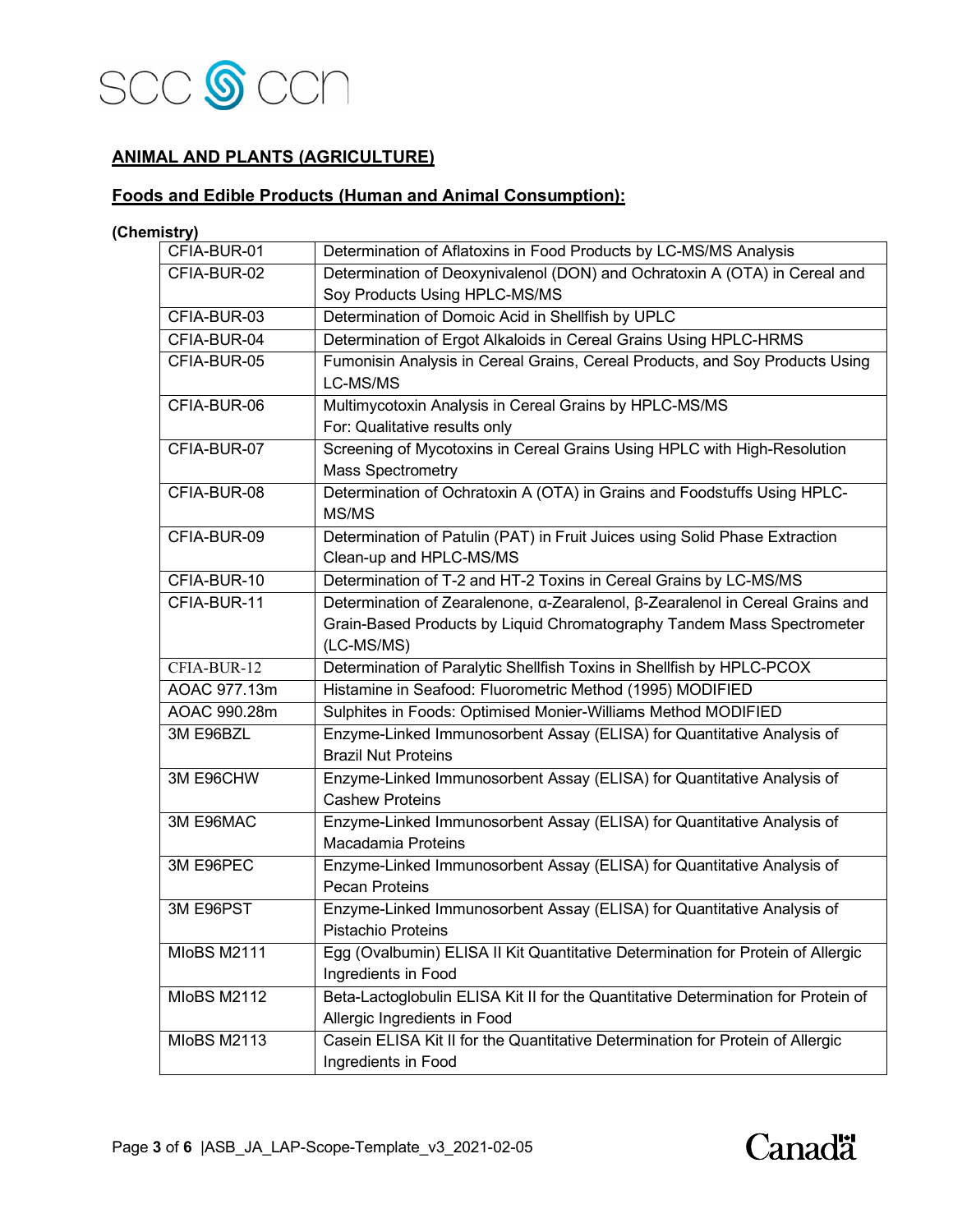## ANIMAL AND PLANTS (AGRICULTURE)

### Foods and Edible Products (Human and Animal Consumption):

**(Chemistry)**

| | |
|---|---|
| CFIA-BUR-01 | Determination of Aflatoxins in Food Products by LC-MS/MS Analysis |
| CFIA-BUR-02 | Determination of Deoxynivalenol (DON) and Ochratoxin A (OTA) in Cereal and Soy Products Using HPLC-MS/MS |
| CFIA-BUR-03 | Determination of Domoic Acid in Shellfish by UPLC |
| CFIA-BUR-04 | Determination of Ergot Alkaloids in Cereal Grains Using HPLC-HRMS |
| CFIA-BUR-05 | Fumonisin Analysis in Cereal Grains, Cereal Products, and Soy Products Using LC-MS/MS |
| CFIA-BUR-06 | Multimycotoxin Analysis in Cereal Grains by HPLC-MS/MS<br>For: Qualitative results only |
| CFIA-BUR-07 | Screening of Mycotoxins in Cereal Grains Using HPLC with High-Resolution Mass Spectrometry |
| CFIA-BUR-08 | Determination of Ochratoxin A (OTA) in Grains and Foodstuffs Using HPLC-MS/MS |
| CFIA-BUR-09 | Determination of Patulin (PAT) in Fruit Juices using Solid Phase Extraction Clean-up and HPLC-MS/MS |
| CFIA-BUR-10 | Determination of T-2 and HT-2 Toxins in Cereal Grains by LC-MS/MS |
| CFIA-BUR-11 | Determination of Zearalenone, α-Zearalenol, β-Zearalenol in Cereal Grains and Grain-Based Products by Liquid Chromatography Tandem Mass Spectrometer (LC-MS/MS) |
| CFIA-BUR-12 | Determination of Paralytic Shellfish Toxins in Shellfish by HPLC-PCOX |
| AOAC 977.13m | Histamine in Seafood: Fluorometric Method (1995) MODIFIED |
| AOAC 990.28m | Sulphites in Foods: Optimised Monier-Williams Method MODIFIED |
| 3M E96BZL | Enzyme-Linked Immunosorbent Assay (ELISA) for Quantitative Analysis of Brazil Nut Proteins |
| 3M E96CHW | Enzyme-Linked Immunosorbent Assay (ELISA) for Quantitative Analysis of Cashew Proteins |
| 3M E96MAC | Enzyme-Linked Immunosorbent Assay (ELISA) for Quantitative Analysis of Macadamia Proteins |
| 3M E96PEC | Enzyme-Linked Immunosorbent Assay (ELISA) for Quantitative Analysis of Pecan Proteins |
| 3M E96PST | Enzyme-Linked Immunosorbent Assay (ELISA) for Quantitative Analysis of Pistachio Proteins |
| MIoBS M2111 | Egg (Ovalbumin) ELISA II Kit Quantitative Determination for Protein of Allergic Ingredients in Food |
| MIoBS M2112 | Beta-Lactoglobulin ELISA Kit II for the Quantitative Determination for Protein of Allergic Ingredients in Food |
| MIoBS M2113 | Casein ELISA Kit II for the Quantitative Determination for Protein of Allergic Ingredients in Food |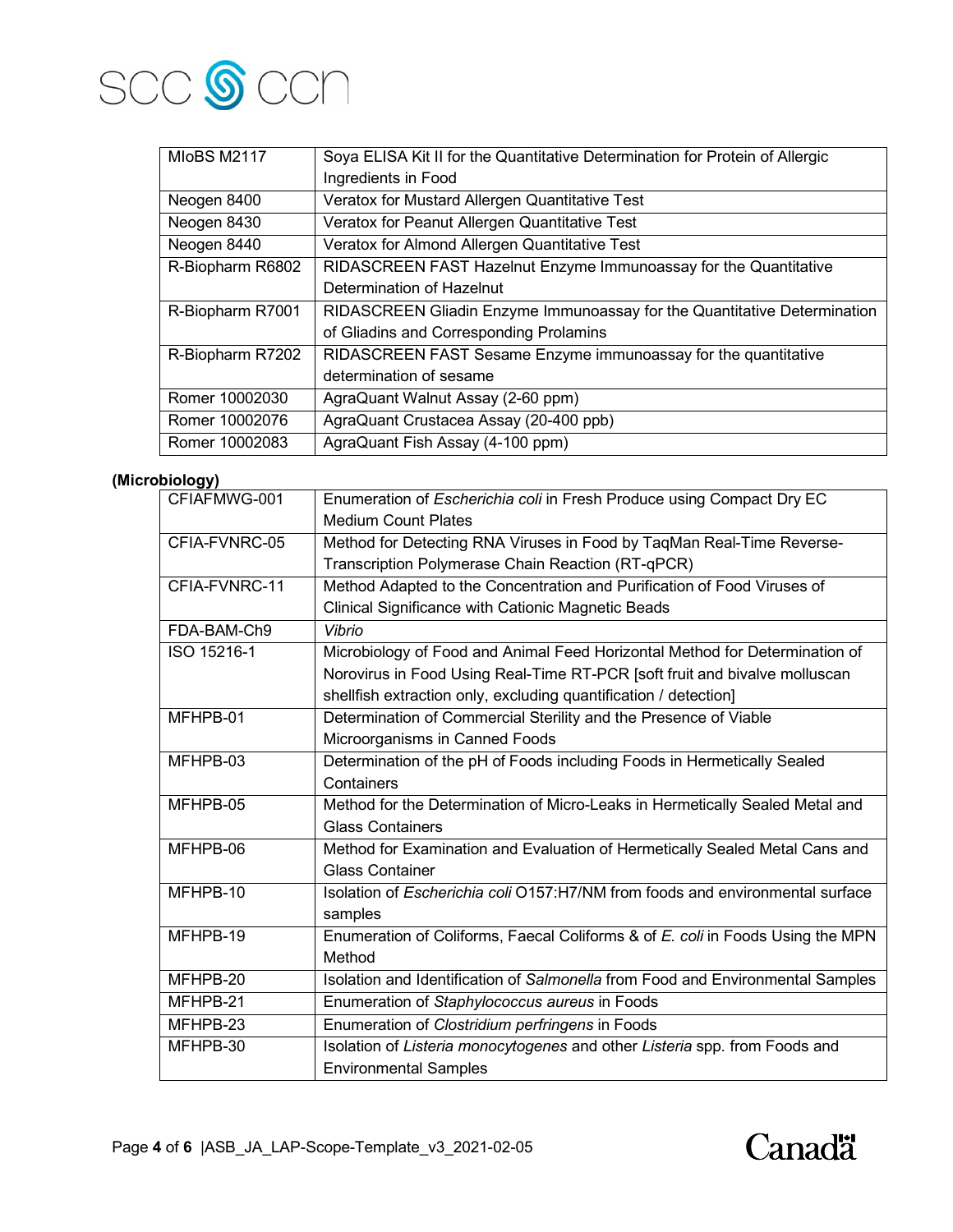| | |
|---|---|
| MIoBS M2117 | Soya ELISA Kit II for the Quantitative Determination for Protein of Allergic Ingredients in Food |
| Neogen 8400 | Veratox for Mustard Allergen Quantitative Test |
| Neogen 8430 | Veratox for Peanut Allergen Quantitative Test |
| Neogen 8440 | Veratox for Almond Allergen Quantitative Test |
| R-Biopharm R6802 | RIDASCREEN FAST Hazelnut Enzyme Immunoassay for the Quantitative Determination of Hazelnut |
| R-Biopharm R7001 | RIDASCREEN Gliadin Enzyme Immunoassay for the Quantitative Determination of Gliadins and Corresponding Prolamins |
| R-Biopharm R7202 | RIDASCREEN FAST Sesame Enzyme immunoassay for the quantitative determination of sesame |
| Romer 10002030 | AgraQuant Walnut Assay (2-60 ppm) |
| Romer 10002076 | AgraQuant Crustacea Assay (20-400 ppb) |
| Romer 10002083 | AgraQuant Fish Assay (4-100 ppm) |

**(Microbiology)**

| | |
|---|---|
| CFIAFMWG-001 | Enumeration of *Escherichia coli* in Fresh Produce using Compact Dry EC Medium Count Plates |
| CFIA-FVNRC-05 | Method for Detecting RNA Viruses in Food by TaqMan Real-Time Reverse-Transcription Polymerase Chain Reaction (RT-qPCR) |
| CFIA-FVNRC-11 | Method Adapted to the Concentration and Purification of Food Viruses of Clinical Significance with Cationic Magnetic Beads |
| FDA-BAM-Ch9 | *Vibrio* |
| ISO 15216-1 | Microbiology of Food and Animal Feed Horizontal Method for Determination of Norovirus in Food Using Real-Time RT-PCR [soft fruit and bivalve molluscan shellfish extraction only, excluding quantification / detection] |
| MFHPB-01 | Determination of Commercial Sterility and the Presence of Viable Microorganisms in Canned Foods |
| MFHPB-03 | Determination of the pH of Foods including Foods in Hermetically Sealed Containers |
| MFHPB-05 | Method for the Determination of Micro-Leaks in Hermetically Sealed Metal and Glass Containers |
| MFHPB-06 | Method for Examination and Evaluation of Hermetically Sealed Metal Cans and Glass Container |
| MFHPB-10 | Isolation of *Escherichia coli* O157:H7/NM from foods and environmental surface samples |
| MFHPB-19 | Enumeration of Coliforms, Faecal Coliforms & of *E. coli* in Foods Using the MPN Method |
| MFHPB-20 | Isolation and Identification of *Salmonella* from Food and Environmental Samples |
| MFHPB-21 | Enumeration of *Staphylococcus aureus* in Foods |
| MFHPB-23 | Enumeration of *Clostridium perfringens* in Foods |
| MFHPB-30 | Isolation of *Listeria monocytogenes* and other *Listeria* spp. from Foods and Environmental Samples |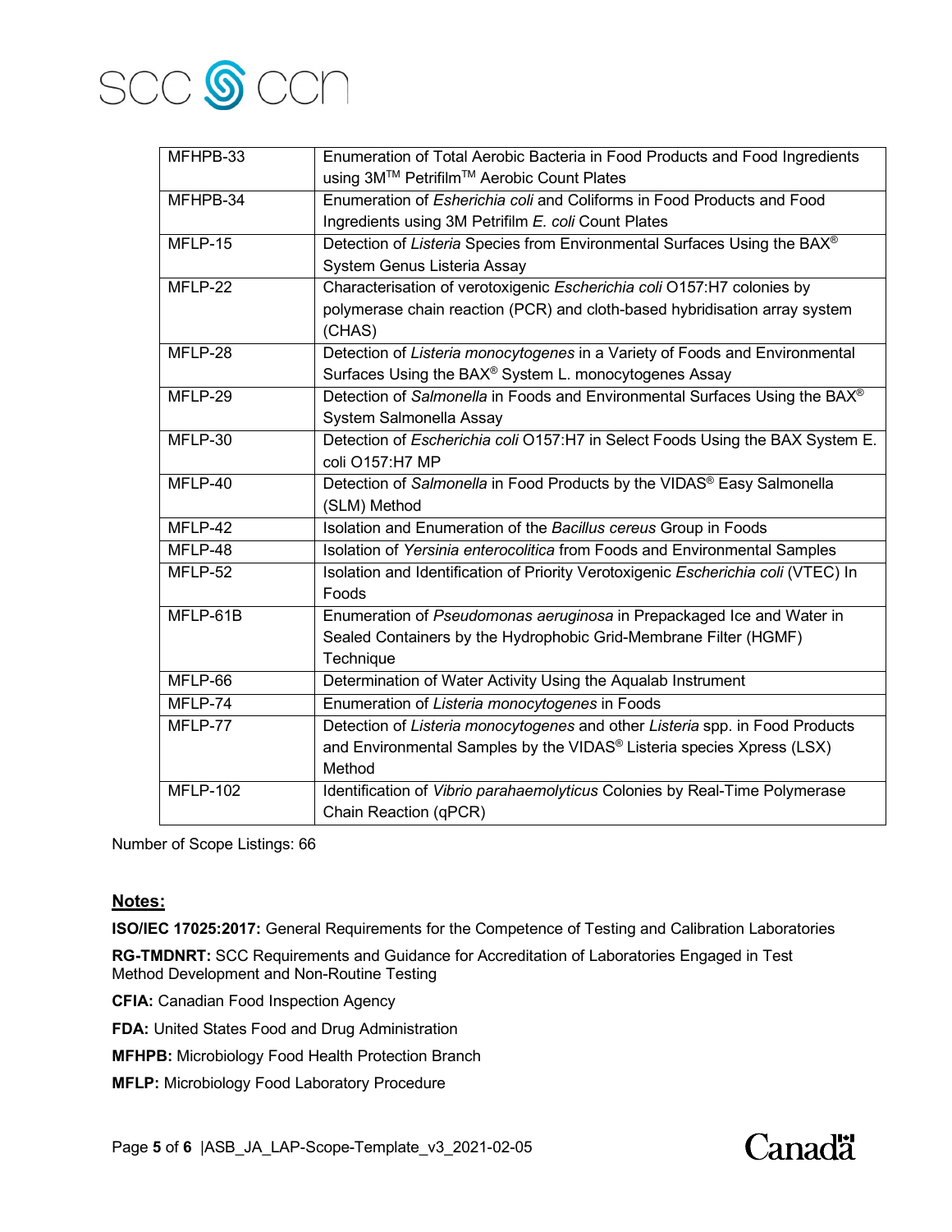| | |
|---|---|
| MFHPB-33 | Enumeration of Total Aerobic Bacteria in Food Products and Food Ingredients using 3M™ Petrifilm™ Aerobic Count Plates |
| MFHPB-34 | Enumeration of *Eshericha coli* and Coliforms in Food Products and Food Ingredients using 3M Petrifilm *E. coli* Count Plates |
| MFLP-15 | Detection of *Listeria* Species from Environmental Surfaces Using the BAX® System Genus Listeria Assay |
| MFLP-22 | Characterisation of verotoxigenic *Escherichia coli* O157:H7 colonies by polymerase chain reaction (PCR) and cloth-based hybridisation array system (CHAS) |
| MFLP-28 | Detection of *Listeria monocytogenes* in a Variety of Foods and Environmental Surfaces Using the BAX® System L. monocytogenes Assay |
| MFLP-29 | Detection of *Salmonella* in Foods and Environmental Surfaces Using the BAX® System Salmonella Assay |
| MFLP-30 | Detection of *Escherichia coli* O157:H7 in Select Foods Using the BAX System E. coli O157:H7 MP |
| MFLP-40 | Detection of *Salmonella* in Food Products by the VIDAS® Easy Salmonella (SLM) Method |
| MFLP-42 | Isolation and Enumeration of the *Bacillus cereus* Group in Foods |
| MFLP-48 | Isolation of *Yersinia enterocolitica* from Foods and Environmental Samples |
| MFLP-52 | Isolation and Identification of Priority Verotoxigenic *Escherichia coli* (VTEC) In Foods |
| MFLP-61B | Enumeration of *Pseudomonas aeruginosa* in Prepackaged Ice and Water in Sealed Containers by the Hydrophobic Grid-Membrane Filter (HGMF) Technique |
| MFLP-66 | Determination of Water Activity Using the Aqualab Instrument |
| MFLP-74 | Enumeration of *Listeria monocytogenes* in Foods |
| MFLP-77 | Detection of *Listeria monocytogenes* and other *Listeria* spp. in Food Products and Environmental Samples by the VIDAS® Listeria species Xpress (LSX) Method |
| MFLP-102 | Identification of *Vibrio parahaemolyticus* Colonies by Real-Time Polymerase Chain Reaction (qPCR) |

Number of Scope Listings: 66

## Notes:

**ISO/IEC 17025:2017:** General Requirements for the Competence of Testing and Calibration Laboratories

**RG-TMDNRT:** SCC Requirements and Guidance for Accreditation of Laboratories Engaged in Test Method Development and Non-Routine Testing

**CFIA:** Canadian Food Inspection Agency

**FDA:** United States Food and Drug Administration

**MFHPB:** Microbiology Food Health Protection Branch

**MFLP:** Microbiology Food Laboratory Procedure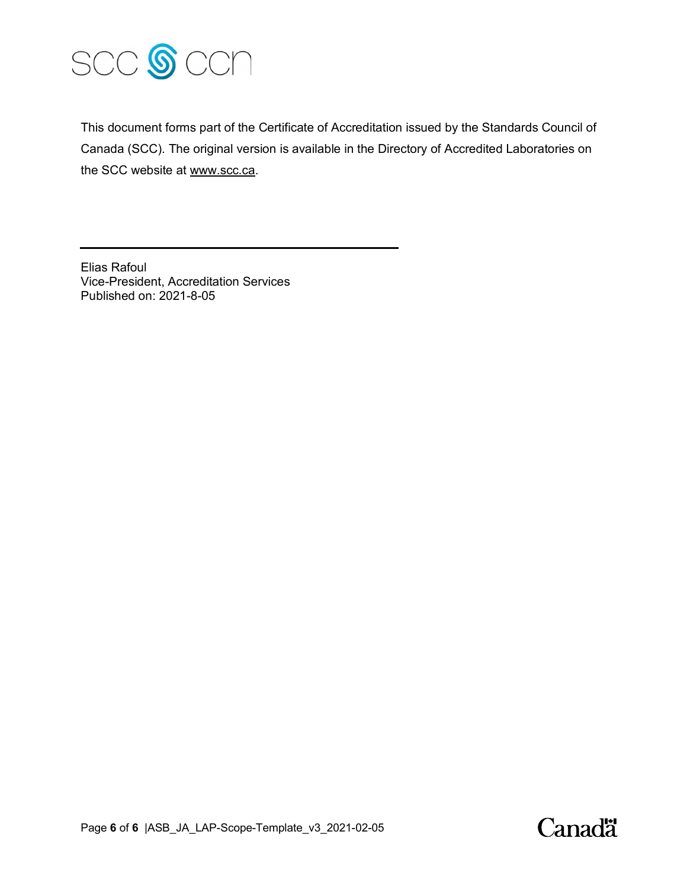This document forms part of the Certificate of Accreditation issued by the Standards Council of Canada (SCC). The original version is available in the Directory of Accredited Laboratories on the SCC website at www.scc.ca.

---

Elias Rafoul
Vice-President, Accreditation Services
Published on: 2021-8-05